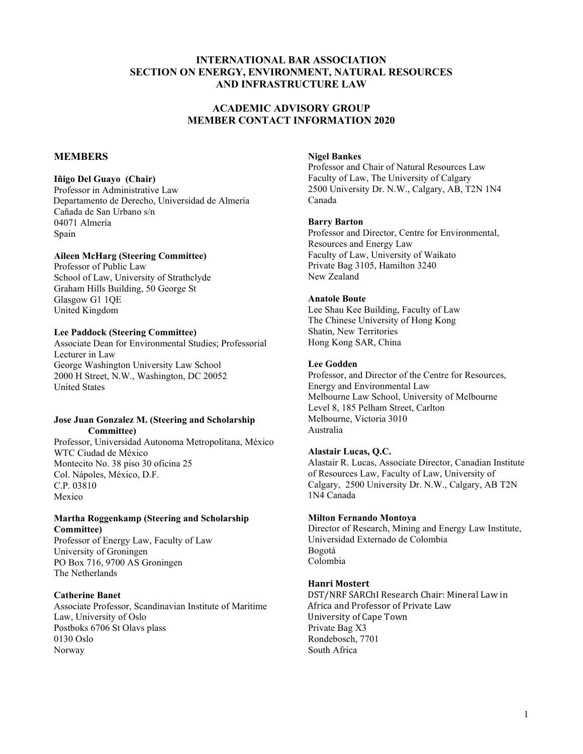# INTERNATIONAL BAR ASSOCIATION
# SECTION ON ENERGY, ENVIRONMENT, NATURAL RESOURCES AND INFRASTRUCTURE LAW

## ACADEMIC ADVISORY GROUP
## MEMBER CONTACT INFORMATION 2020

### MEMBERS

**Iñigo Del Guayo (Chair)**
Professor in Administrative Law
Departamento de Derecho, Universidad de Almería
Cañada de San Urbano s/n
04071 Almería
Spain

**Aileen McHarg (Steering Committee)**
Professor of Public Law
School of Law, University of Strathclyde
Graham Hills Building, 50 George St
Glasgow G1 1QE
United Kingdom

**Lee Paddock (Steering Committee)**
Associate Dean for Environmental Studies; Professorial Lecturer in Law
George Washington University Law School
2000 H Street, N.W., Washington, DC 20052
United States

**Jose Juan Gonzalez M. (Steering and Scholarship Committee)**
Professor, Universidad Autonoma Metropolitana, México
WTC Ciudad de México
Montecito No. 38 piso 30 oficina 25
Col. Nápoles, México, D.F.
C.P. 03810
Mexico

**Martha Roggenkamp (Steering and Scholarship Committee)**
Professor of Energy Law, Faculty of Law
University of Groningen
PO Box 716, 9700 AS Groningen
The Netherlands

**Catherine Banet**
Associate Professor, Scandinavian Institute of Maritime Law, University of Oslo
Postboks 6706 St Olavs plass
0130 Oslo
Norway

**Nigel Bankes**
Professor and Chair of Natural Resources Law
Faculty of Law, The University of Calgary
2500 University Dr. N.W., Calgary, AB, T2N 1N4
Canada

**Barry Barton**
Professor and Director, Centre for Environmental, Resources and Energy Law
Faculty of Law, University of Waikato
Private Bag 3105, Hamilton 3240
New Zealand

**Anatole Boute**
Lee Shau Kee Building, Faculty of Law
The Chinese University of Hong Kong
Shatin, New Territories
Hong Kong SAR, China

**Lee Godden**
Professor, and Director of the Centre for Resources, Energy and Environmental Law
Melbourne Law School, University of Melbourne
Level 8, 185 Pelham Street, Carlton
Melbourne, Victoria 3010
Australia

**Alastair Lucas, Q.C.**
Alastair R. Lucas, Associate Director, Canadian Institute of Resources Law, Faculty of Law, University of Calgary, 2500 University Dr. N.W., Calgary, AB T2N 1N4 Canada

**Milton Fernando Montoya**
Director of Research, Mining and Energy Law Institute, Universidad Externado de Colombia
Bogotá
Colombia

**Hanri Mostert**
DST/NRF SARChI Research Chair: Mineral Law in Africa and Professor of Private Law
University of Cape Town
Private Bag X3
Rondebosch, 7701
South Africa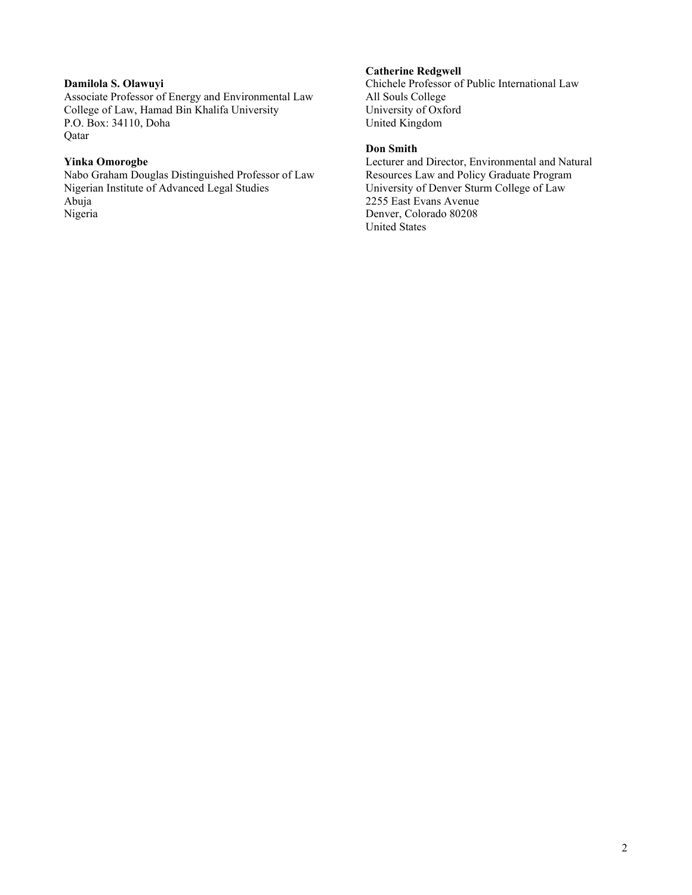**Damilola S. Olawuyi**
Associate Professor of Energy and Environmental Law
College of Law, Hamad Bin Khalifa University
P.O. Box: 34110, Doha
Qatar

**Yinka Omorogbe**
Nabo Graham Douglas Distinguished Professor of Law
Nigerian Institute of Advanced Legal Studies
Abuja
Nigeria

**Catherine Redgwell**
Chichele Professor of Public International Law
All Souls College
University of Oxford
United Kingdom

**Don Smith**
Lecturer and Director, Environmental and Natural Resources Law and Policy Graduate Program
University of Denver Sturm College of Law
2255 East Evans Avenue
Denver, Colorado 80208
United States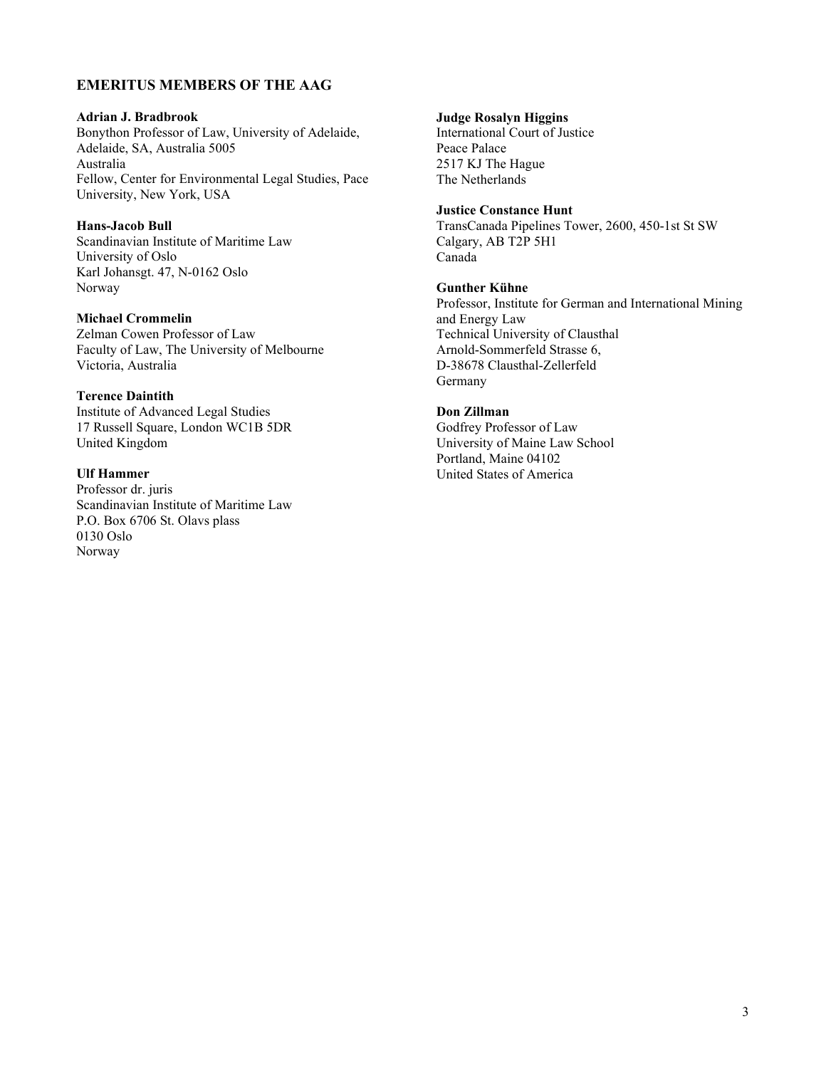## EMERITUS MEMBERS OF THE AAG

**Adrian J. Bradbrook**
Bonython Professor of Law, University of Adelaide, Adelaide, SA, Australia 5005
Australia
Fellow, Center for Environmental Legal Studies, Pace University, New York, USA

**Hans-Jacob Bull**
Scandinavian Institute of Maritime Law
University of Oslo
Karl Johansgt. 47, N-0162 Oslo
Norway

**Michael Crommelin**
Zelman Cowen Professor of Law
Faculty of Law, The University of Melbourne
Victoria, Australia

**Terence Daintith**
Institute of Advanced Legal Studies
17 Russell Square, London WC1B 5DR
United Kingdom

**Ulf Hammer**
Professor dr. juris
Scandinavian Institute of Maritime Law
P.O. Box 6706 St. Olavs plass
0130 Oslo
Norway

**Judge Rosalyn Higgins**
International Court of Justice
Peace Palace
2517 KJ The Hague
The Netherlands

**Justice Constance Hunt**
TransCanada Pipelines Tower, 2600, 450-1st St SW
Calgary, AB T2P 5H1
Canada

**Gunther Kühne**
Professor, Institute for German and International Mining and Energy Law
Technical University of Clausthal
Arnold-Sommerfeld Strasse 6,
D-38678 Clausthal-Zellerfeld
Germany

**Don Zillman**
Godfrey Professor of Law
University of Maine Law School
Portland, Maine 04102
United States of America